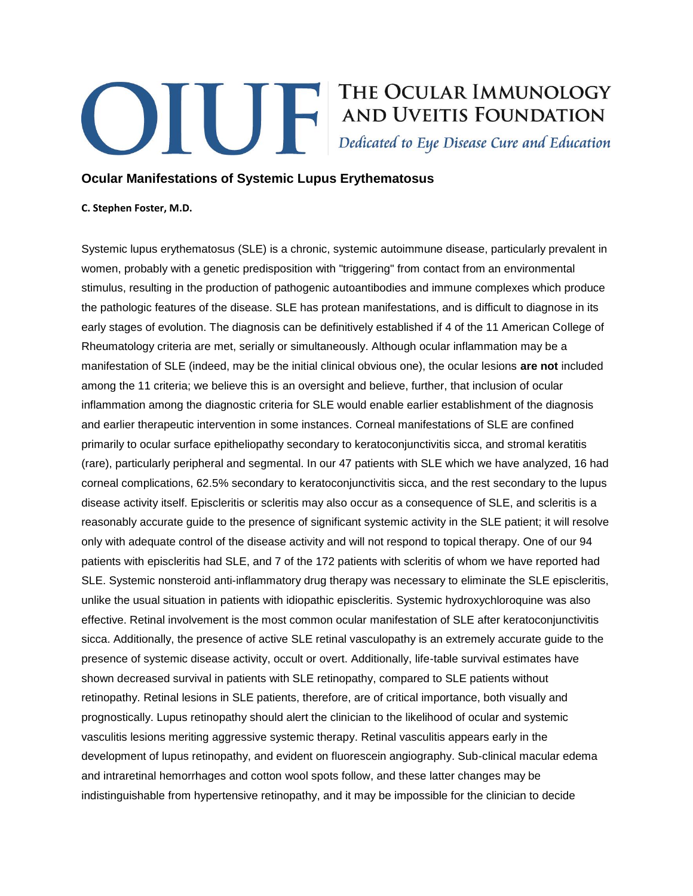# THE OCULAR IMMUNOLOGY AND UVEITIS FOUNDATION

*Dedicated to Eye Disease Cure and Education*

## Ocular Manifestations of Systemic Lupus Erythematosus

**C. Stephen Foster, M.D.**

Systemic lupus erythematosus (SLE) is a chronic, systemic autoimmune disease, particularly prevalent in women, probably with a genetic predisposition with "triggering" from contact from an environmental stimulus, resulting in the production of pathogenic autoantibodies and immune complexes which produce the pathologic features of the disease. SLE has protean manifestations, and is difficult to diagnose in its early stages of evolution. The diagnosis can be definitively established if 4 of the 11 American College of Rheumatology criteria are met, serially or simultaneously. Although ocular inflammation may be a manifestation of SLE (indeed, may be the initial clinical obvious one), the ocular lesions **are not** included among the 11 criteria; we believe this is an oversight and believe, further, that inclusion of ocular inflammation among the diagnostic criteria for SLE would enable earlier establishment of the diagnosis and earlier therapeutic intervention in some instances. Corneal manifestations of SLE are confined primarily to ocular surface epitheliopathy secondary to keratoconjunctivitis sicca, and stromal keratitis (rare), particularly peripheral and segmental. In our 47 patients with SLE which we have analyzed, 16 had corneal complications, 62.5% secondary to keratoconjunctivitis sicca, and the rest secondary to the lupus disease activity itself. Episcleritis or scleritis may also occur as a consequence of SLE, and scleritis is a reasonably accurate guide to the presence of significant systemic activity in the SLE patient; it will resolve only with adequate control of the disease activity and will not respond to topical therapy. One of our 94 patients with episcleritis had SLE, and 7 of the 172 patients with scleritis of whom we have reported had SLE. Systemic nonsteroid anti-inflammatory drug therapy was necessary to eliminate the SLE episcleritis, unlike the usual situation in patients with idiopathic episcleritis. Systemic hydroxychloroquine was also effective. Retinal involvement is the most common ocular manifestation of SLE after keratoconjunctivitis sicca. Additionally, the presence of active SLE retinal vasculopathy is an extremely accurate guide to the presence of systemic disease activity, occult or overt. Additionally, life-table survival estimates have shown decreased survival in patients with SLE retinopathy, compared to SLE patients without retinopathy. Retinal lesions in SLE patients, therefore, are of critical importance, both visually and prognostically. Lupus retinopathy should alert the clinician to the likelihood of ocular and systemic vasculitis lesions meriting aggressive systemic therapy. Retinal vasculitis appears early in the development of lupus retinopathy, and evident on fluorescein angiography. Sub-clinical macular edema and intraretinal hemorrhages and cotton wool spots follow, and these latter changes may be indistinguishable from hypertensive retinopathy, and it may be impossible for the clinician to decide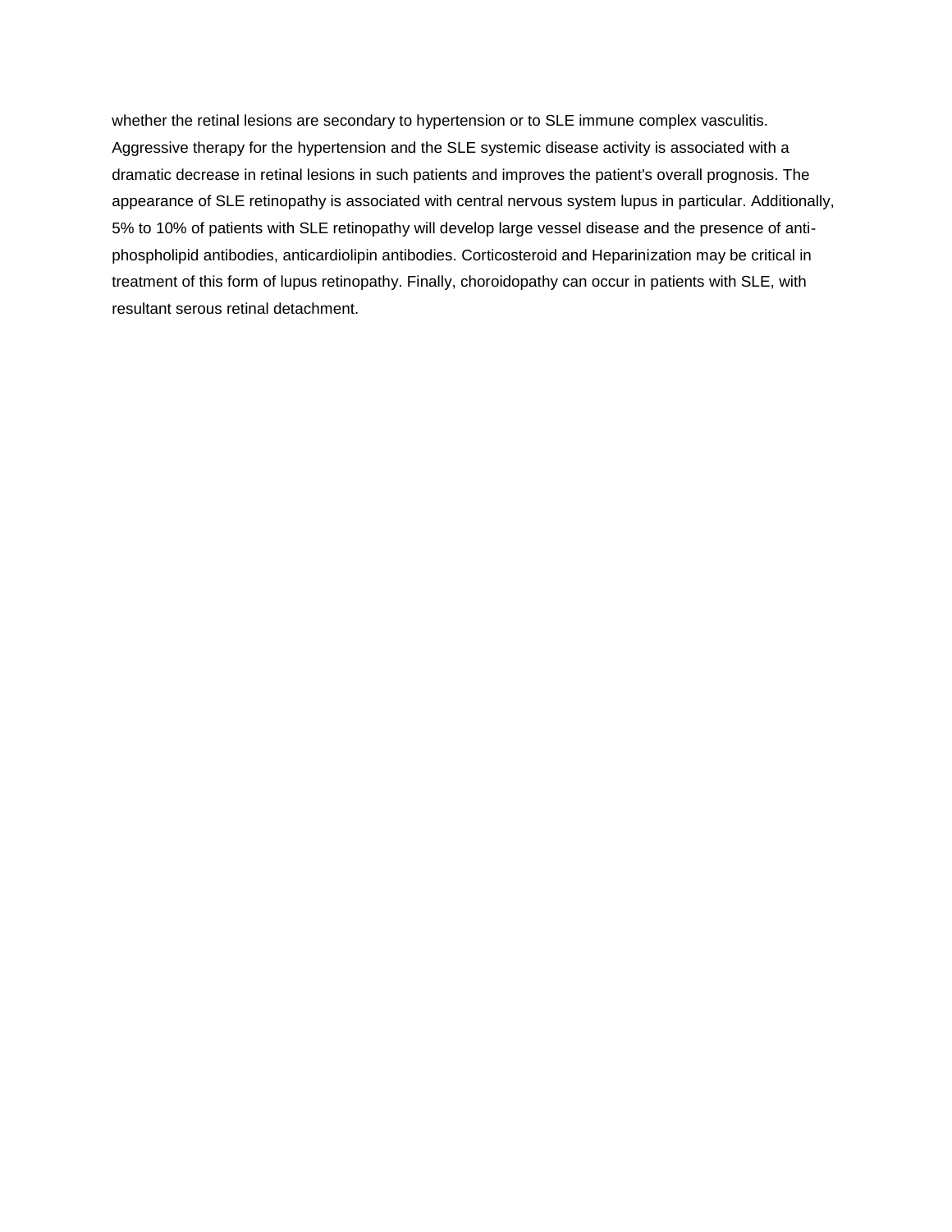whether the retinal lesions are secondary to hypertension or to SLE immune complex vasculitis. Aggressive therapy for the hypertension and the SLE systemic disease activity is associated with a dramatic decrease in retinal lesions in such patients and improves the patient's overall prognosis. The appearance of SLE retinopathy is associated with central nervous system lupus in particular. Additionally, 5% to 10% of patients with SLE retinopathy will develop large vessel disease and the presence of anti-phospholipid antibodies, anticardiolipin antibodies. Corticosteroid and Heparinization may be critical in treatment of this form of lupus retinopathy. Finally, choroidopathy can occur in patients with SLE, with resultant serous retinal detachment.